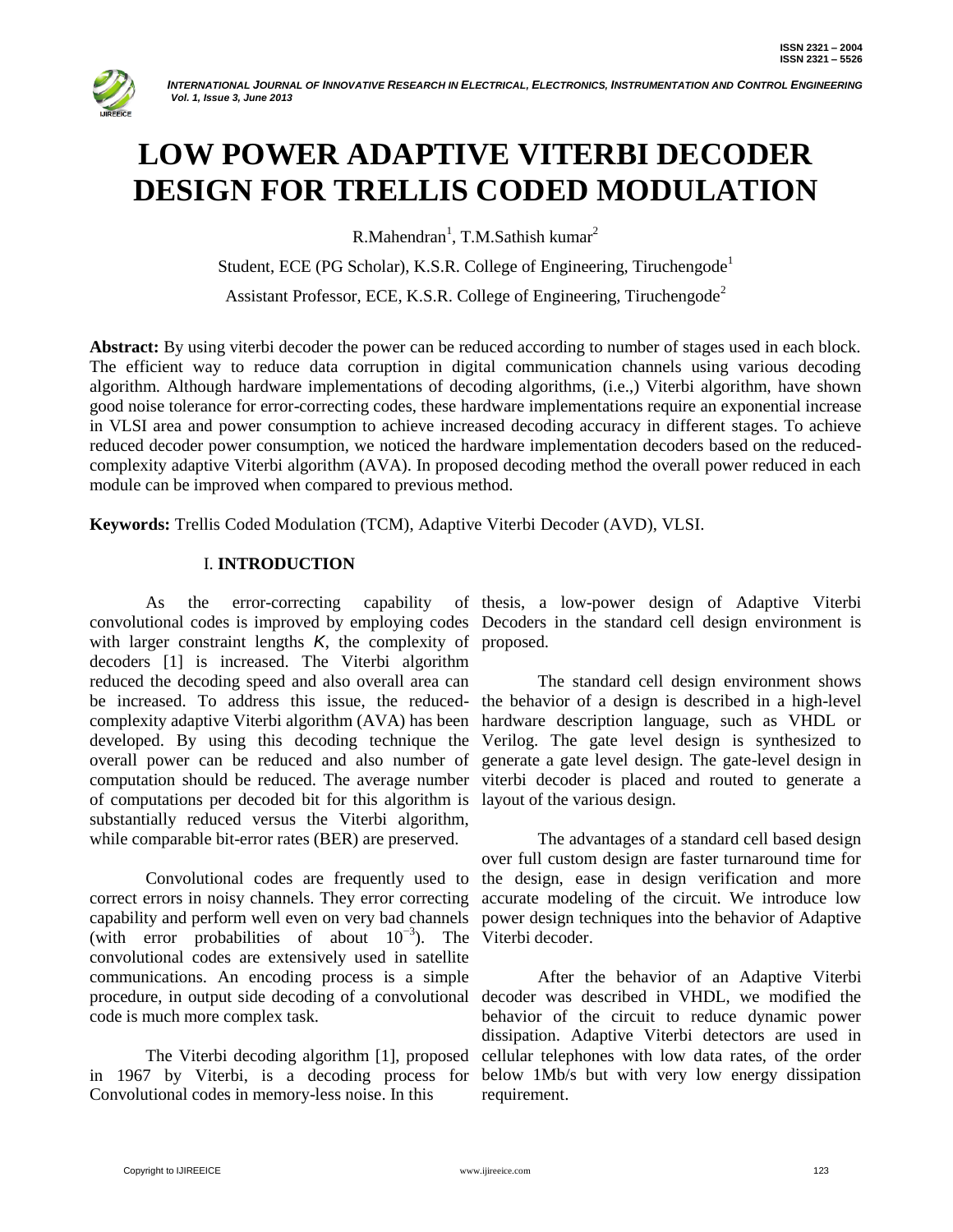# LOW POWER ADAPTIVE VITERBI DECODER DESIGN FOR TRELLIS CODED MODULATION

R.Mahendran[1], T.M.Sathish kumar[2]

Student, ECE (PG Scholar), K.S.R. College of Engineering, Tiruchengode[1]

Assistant Professor, ECE, K.S.R. College of Engineering, Tiruchengode[2]

**Abstract:** By using viterbi decoder the power can be reduced according to number of stages used in each block. The efficient way to reduce data corruption in digital communication channels using various decoding algorithm. Although hardware implementations of decoding algorithms, (i.e.,) Viterbi algorithm, have shown good noise tolerance for error-correcting codes, these hardware implementations require an exponential increase in VLSI area and power consumption to achieve increased decoding accuracy in different stages. To achieve reduced decoder power consumption, we noticed the hardware implementation decoders based on the reduced-complexity adaptive Viterbi algorithm (AVA). In proposed decoding method the overall power reduced in each module can be improved when compared to previous method.

**Keywords:** Trellis Coded Modulation (TCM), Adaptive Viterbi Decoder (AVD), VLSI.

## I. INTRODUCTION

As the error-correcting capability of convolutional codes is improved by employing codes with larger constraint lengths $K$, the complexity of decoders [1] is increased. The Viterbi algorithm reduced the decoding speed and also overall area can be increased. To address this issue, the reduced-complexity adaptive Viterbi algorithm (AVA) has been developed. By using this decoding technique the overall power can be reduced and also number of computation should be reduced. The average number of computations per decoded bit for this algorithm is substantially reduced versus the Viterbi algorithm, while comparable bit-error rates (BER) are preserved.

Convolutional codes are frequently used to correct errors in noisy channels. They error correcting capability and perform well even on very bad channels (with error probabilities of about $10^{-3}$). The convolutional codes are extensively used in satellite communications. An encoding process is a simple procedure, in output side decoding of a convolutional code is much more complex task.

The Viterbi decoding algorithm [1], proposed in 1967 by Viterbi, is a decoding process for Convolutional codes in memory-less noise. In this thesis, a low-power design of Adaptive Viterbi Decoders in the standard cell design environment is proposed.

The standard cell design environment shows the behavior of a design is described in a high-level hardware description language, such as VHDL or Verilog. The gate level design is synthesized to generate a gate level design. The gate-level design in viterbi decoder is placed and routed to generate a layout of the various design.

The advantages of a standard cell based design over full custom design are faster turnaround time for the design, ease in design verification and more accurate modeling of the circuit. We introduce low power design techniques into the behavior of Adaptive Viterbi decoder.

After the behavior of an Adaptive Viterbi decoder was described in VHDL, we modified the behavior of the circuit to reduce dynamic power dissipation. Adaptive Viterbi detectors are used in cellular telephones with low data rates, of the order below 1Mb/s but with very low energy dissipation requirement.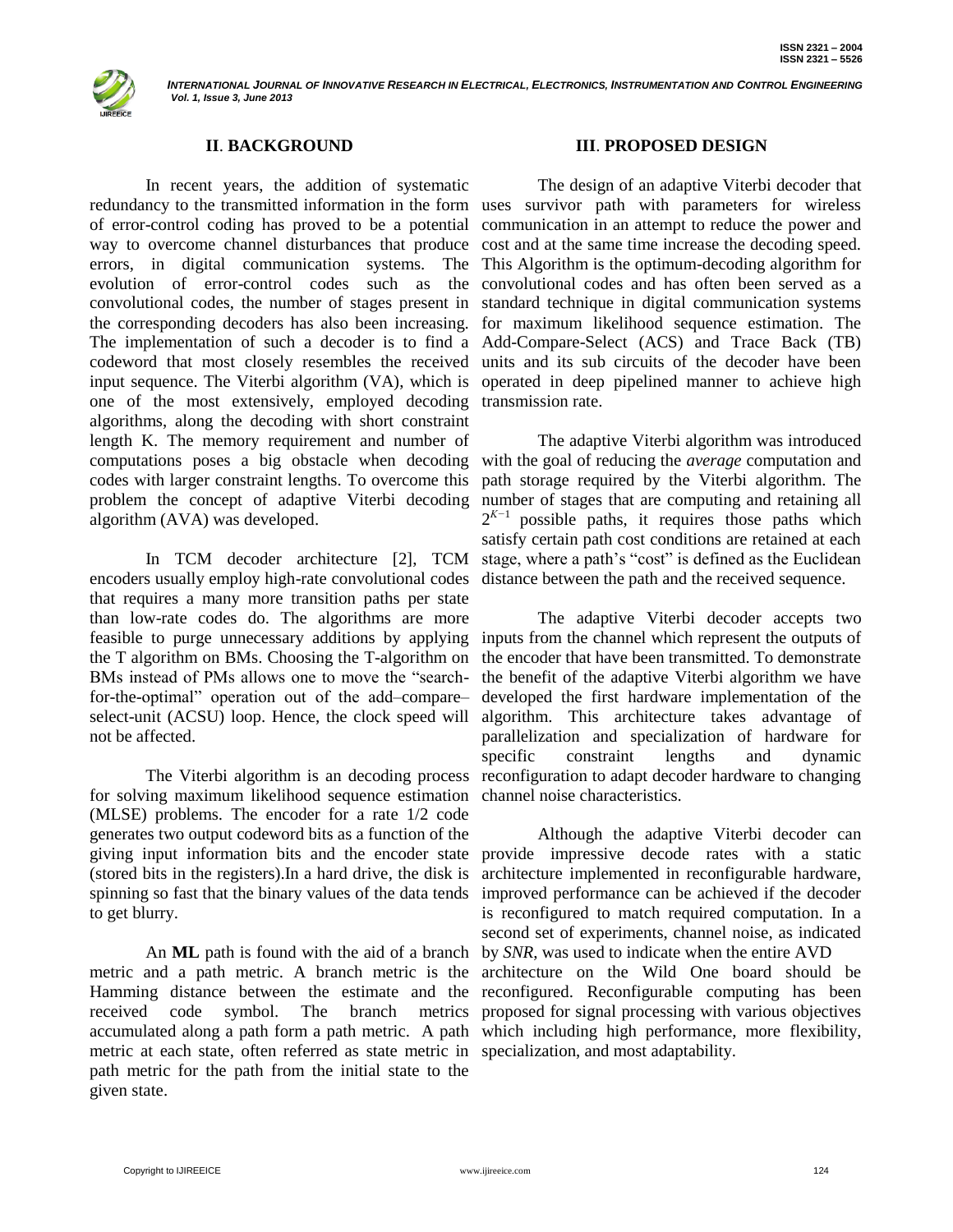## II. BACKGROUND

In recent years, the addition of systematic redundancy to the transmitted information in the form of error-control coding has proved to be a potential way to overcome channel disturbances that produce errors, in digital communication systems. The evolution of error-control codes such as the convolutional codes, the number of stages present in the corresponding decoders has also been increasing. The implementation of such a decoder is to find a codeword that most closely resembles the received input sequence. The Viterbi algorithm (VA), which is one of the most extensively, employed decoding algorithms, along the decoding with short constraint length K. The memory requirement and number of computations poses a big obstacle when decoding codes with larger constraint lengths. To overcome this problem the concept of adaptive Viterbi decoding algorithm (AVA) was developed.

In TCM decoder architecture [2], TCM encoders usually employ high-rate convolutional codes that requires a many more transition paths per state than low-rate codes do. The algorithms are more feasible to purge unnecessary additions by applying the T algorithm on BMs. Choosing the T-algorithm on BMs instead of PMs allows one to move the "search-for-the-optimal" operation out of the add–compare–select-unit (ACSU) loop. Hence, the clock speed will not be affected.

The Viterbi algorithm is an decoding process for solving maximum likelihood sequence estimation (MLSE) problems. The encoder for a rate 1/2 code generates two output codeword bits as a function of the giving input information bits and the encoder state (stored bits in the registers).In a hard drive, the disk is spinning so fast that the binary values of the data tends to get blurry.

An **ML** path is found with the aid of a branch metric and a path metric. A branch metric is the Hamming distance between the estimate and the received code symbol. The branch metrics accumulated along a path form a path metric. A path metric at each state, often referred as state metric in path metric for the path from the initial state to the given state.

## III. PROPOSED DESIGN

The design of an adaptive Viterbi decoder that uses survivor path with parameters for wireless communication in an attempt to reduce the power and cost and at the same time increase the decoding speed. This Algorithm is the optimum-decoding algorithm for convolutional codes and has often been served as a standard technique in digital communication systems for maximum likelihood sequence estimation. The Add-Compare-Select (ACS) and Trace Back (TB) units and its sub circuits of the decoder have been operated in deep pipelined manner to achieve high transmission rate.

The adaptive Viterbi algorithm was introduced with the goal of reducing the *average* computation and path storage required by the Viterbi algorithm. The number of stages that are computing and retaining all $2^{K-1}$ possible paths, it requires those paths which satisfy certain path cost conditions are retained at each stage, where a path's "cost" is defined as the Euclidean distance between the path and the received sequence.

The adaptive Viterbi decoder accepts two inputs from the channel which represent the outputs of the encoder that have been transmitted. To demonstrate the benefit of the adaptive Viterbi algorithm we have developed the first hardware implementation of the algorithm. This architecture takes advantage of parallelization and specialization of hardware for specific constraint lengths and dynamic reconfiguration to adapt decoder hardware to changing channel noise characteristics.

Although the adaptive Viterbi decoder can provide impressive decode rates with a static architecture implemented in reconfigurable hardware, improved performance can be achieved if the decoder is reconfigured to match required computation. In a second set of experiments, channel noise, as indicated by *SNR*, was used to indicate when the entire AVD architecture on the Wild One board should be reconfigured. Reconfigurable computing has been proposed for signal processing with various objectives which including high performance, more flexibility, specialization, and most adaptability.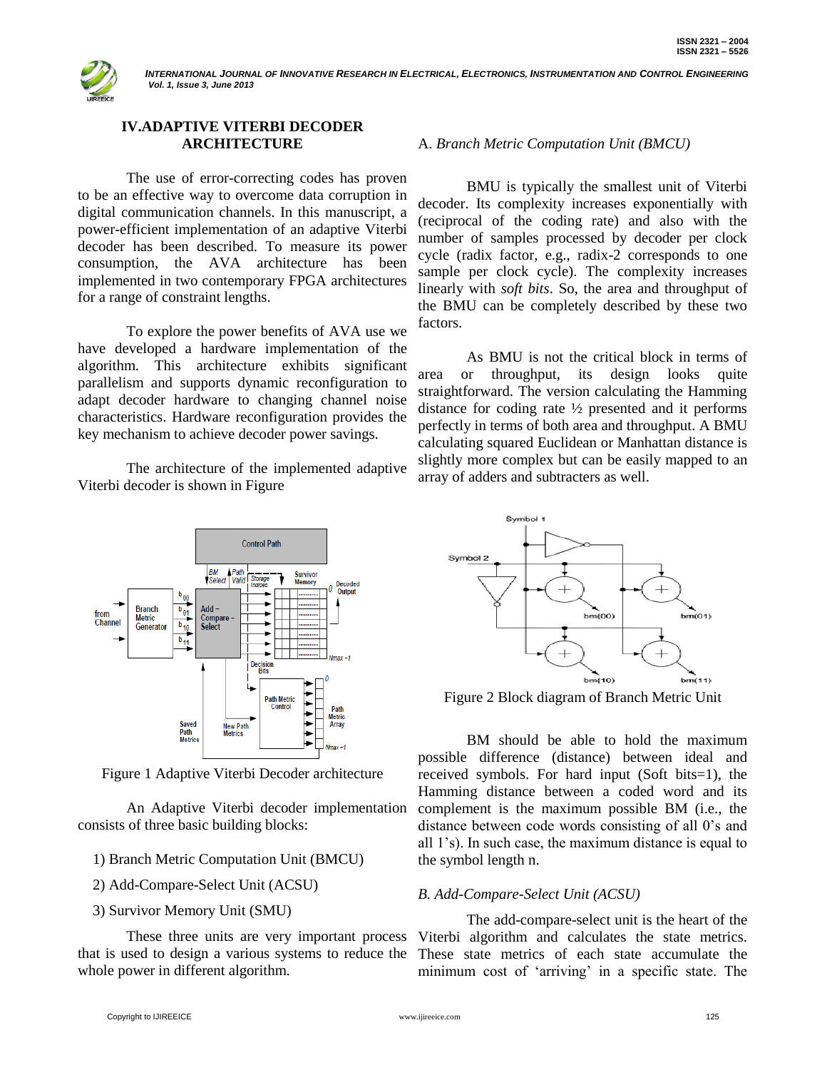## IV.ADAPTIVE VITERBI DECODER ARCHITECTURE

The use of error-correcting codes has proven to be an effective way to overcome data corruption in digital communication channels. In this manuscript, a power-efficient implementation of an adaptive Viterbi decoder has been described. To measure its power consumption, the AVA architecture has been implemented in two contemporary FPGA architectures for a range of constraint lengths.

To explore the power benefits of AVA use we have developed a hardware implementation of the algorithm. This architecture exhibits significant parallelism and supports dynamic reconfiguration to adapt decoder hardware to changing channel noise characteristics. Hardware reconfiguration provides the key mechanism to achieve decoder power savings.

The architecture of the implemented adaptive Viterbi decoder is shown in Figure

Figure 1 Adaptive Viterbi Decoder architecture

An Adaptive Viterbi decoder implementation consists of three basic building blocks:

1) Branch Metric Computation Unit (BMCU)

2) Add-Compare-Select Unit (ACSU)

3) Survivor Memory Unit (SMU)

These three units are very important process that is used to design a various systems to reduce the whole power in different algorithm.

### A. *Branch Metric Computation Unit (BMCU)*

BMU is typically the smallest unit of Viterbi decoder. Its complexity increases exponentially with (reciprocal of the coding rate) and also with the number of samples processed by decoder per clock cycle (radix factor, e.g., radix-2 corresponds to one sample per clock cycle). The complexity increases linearly with *soft bits*. So, the area and throughput of the BMU can be completely described by these two factors.

As BMU is not the critical block in terms of area or throughput, its design looks quite straightforward. The version calculating the Hamming distance for coding rate ½ presented and it performs perfectly in terms of both area and throughput. A BMU calculating squared Euclidean or Manhattan distance is slightly more complex but can be easily mapped to an array of adders and subtracters as well.

Figure 2 Block diagram of Branch Metric Unit

BM should be able to hold the maximum possible difference (distance) between ideal and received symbols. For hard input (Soft bits=1), the Hamming distance between a coded word and its complement is the maximum possible BM (i.e., the distance between code words consisting of all 0's and all 1's). In such case, the maximum distance is equal to the symbol length n.

### *B. Add-Compare-Select Unit (ACSU)*

The add-compare-select unit is the heart of the Viterbi algorithm and calculates the state metrics. These state metrics of each state accumulate the minimum cost of 'arriving' in a specific state. The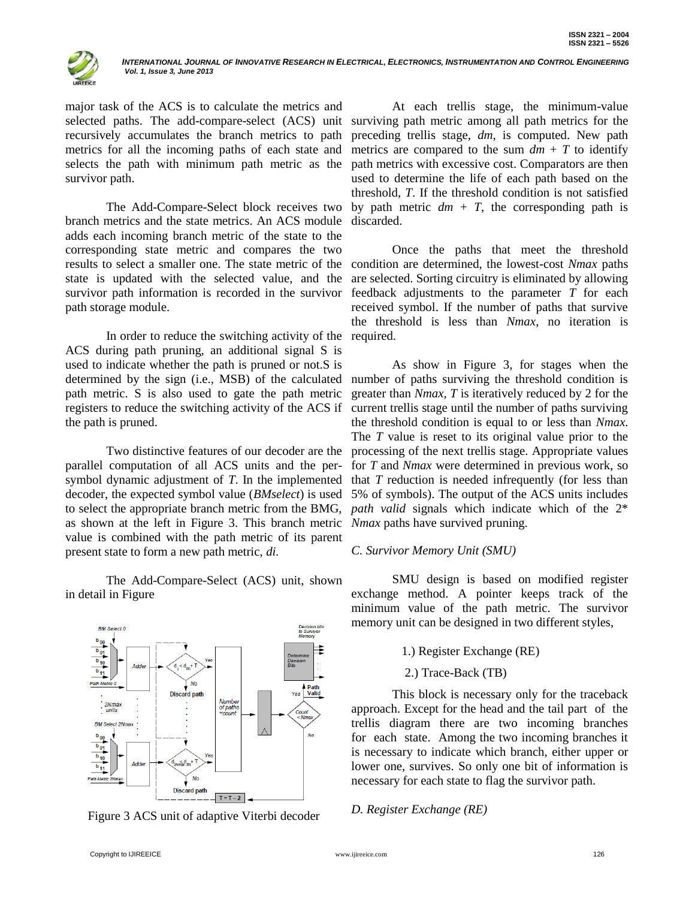major task of the ACS is to calculate the metrics and selected paths. The add-compare-select (ACS) unit recursively accumulates the branch metrics to path metrics for all the incoming paths of each state and selects the path with minimum path metric as the survivor path.

The Add-Compare-Select block receives two branch metrics and the state metrics. An ACS module adds each incoming branch metric of the state to the corresponding state metric and compares the two results to select a smaller one. The state metric of the state is updated with the selected value, and the survivor path information is recorded in the survivor path storage module.

In order to reduce the switching activity of the ACS during path pruning, an additional signal S is used to indicate whether the path is pruned or not.S is determined by the sign (i.e., MSB) of the calculated path metric. S is also used to gate the path metric registers to reduce the switching activity of the ACS if the path is pruned.

Two distinctive features of our decoder are the parallel computation of all ACS units and the per-symbol dynamic adjustment of *T*. In the implemented decoder, the expected symbol value (*BMselect*) is used to select the appropriate branch metric from the BMG, as shown at the left in Figure 3. This branch metric value is combined with the path metric of its parent present state to form a new path metric, *di*.

The Add-Compare-Select (ACS) unit, shown in detail in Figure

Figure 3 ACS unit of adaptive Viterbi decoder

At each trellis stage, the minimum-value surviving path metric among all path metrics for the preceding trellis stage, *dm*, is computed. New path metrics are compared to the sum $dm + T$ to identify path metrics with excessive cost. Comparators are then used to determine the life of each path based on the threshold, *T*. If the threshold condition is not satisfied by path metric $dm + T$, the corresponding path is discarded.

Once the paths that meet the threshold condition are determined, the lowest-cost *Nmax* paths are selected. Sorting circuitry is eliminated by allowing feedback adjustments to the parameter *T* for each received symbol. If the number of paths that survive the threshold is less than *Nmax*, no iteration is required.

As show in Figure 3, for stages when the number of paths surviving the threshold condition is greater than *Nmax*, *T* is iteratively reduced by 2 for the current trellis stage until the number of paths surviving the threshold is equal to or less than *Nmax*. The *T* value is reset to its original value prior to the processing of the next trellis stage. Appropriate values for *T* and *Nmax* were determined in previous work, so that *T* reduction is needed infrequently (for less than 5% of symbols). The output of the ACS units includes *path valid* signals which indicate which of the 2\* *Nmax* paths have survived pruning.

*C. Survivor Memory Unit (SMU)*

SMU design is based on modified register exchange method. A pointer keeps track of the minimum value of the path metric. The survivor memory unit can be designed in two different styles,

1.) Register Exchange (RE)

2.) Trace-Back (TB)

This block is necessary only for the traceback approach. Except for the head and the tail part of the trellis diagram there are two incoming branches for each state. Among the two incoming branches it is necessary to indicate which branch, either upper or lower one, survives. So only one bit of information is necessary for each state to flag the survivor path.

*D. Register Exchange (RE)*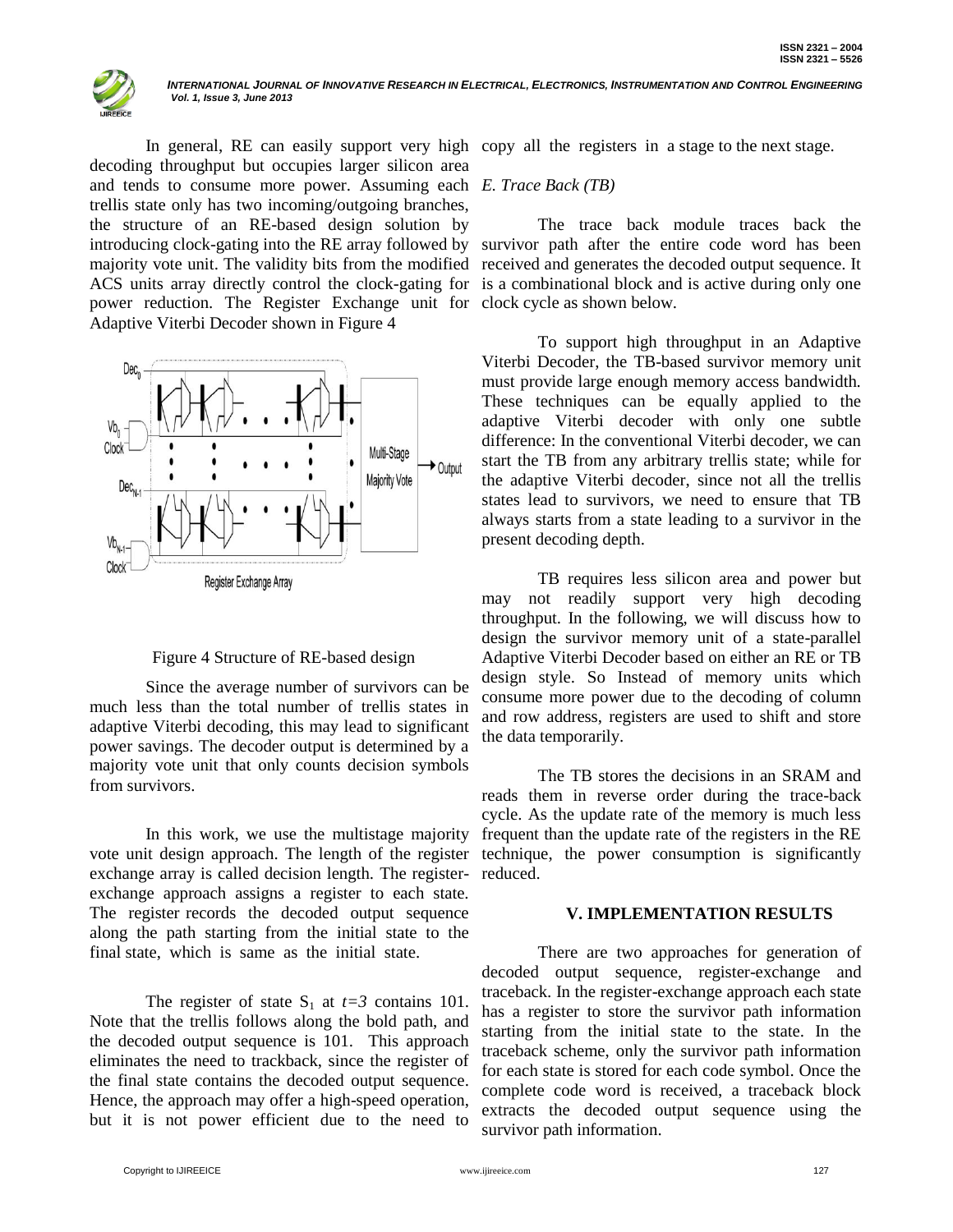In general, RE can easily support very high decoding throughput but occupies larger silicon area and tends to consume more power. Assuming each trellis state only has two incoming/outgoing branches, the structure of an RE-based design solution by introducing clock-gating into the RE array followed by majority vote unit. The validity bits from the modified ACS units array directly control the clock-gating for power reduction. The Register Exchange unit for Adaptive Viterbi Decoder shown in Figure 4

Figure 4 Structure of RE-based design

Since the average number of survivors can be much less than the total number of trellis states in adaptive Viterbi decoding, this may lead to significant power savings. The decoder output is determined by a majority vote unit that only counts decision symbols from survivors.

In this work, we use the multistage majority vote unit design approach. The length of the register exchange array is called decision length. The register-exchange approach assigns a register to each state. The register records the decoded output sequence along the path starting from the initial state to the final state, which is same as the initial state.

The register of state $S_1$ at $t=3$ contains 101. Note that the trellis follows along the bold path, and the decoded output sequence is 101. This approach eliminates the need to trackback, since the register of the final state contains the decoded output sequence. Hence, the approach may offer a high-speed operation, but it is not power efficient due to the need to copy all the registers in a stage to the next stage.

### *E. Trace Back (TB)*

The trace back module traces back the survivor path after the entire code word has been received and generates the decoded output sequence. It is a combinational block and is active during only one clock cycle as shown below.

To support high throughput in an Adaptive Viterbi Decoder, the TB-based survivor memory unit must provide large enough memory access bandwidth. These techniques can be equally applied to the adaptive Viterbi decoder with only one subtle difference: In the conventional Viterbi decoder, we can start the TB from any arbitrary trellis state; while for the adaptive Viterbi decoder, since not all the trellis states lead to survivors, we need to ensure that TB always starts from a state leading to a survivor in the present decoding depth.

TB requires less silicon area and power but may not readily support very high decoding throughput. In the following, we will discuss how to design the survivor memory unit of a state-parallel Adaptive Viterbi Decoder based on either an RE or TB design style. So Instead of memory units which consume more power due to the decoding of column and row address, registers are used to shift and store the data temporarily.

The TB stores the decisions in an SRAM and reads them in reverse order during the trace-back cycle. As the update rate of the memory is much less frequent than the update rate of the registers in the RE technique, the power consumption is significantly reduced.

## V. IMPLEMENTATION RESULTS

There are two approaches for generation of decoded output sequence, register-exchange and traceback. In the register-exchange approach each state has a register to store the survivor path information starting from the initial state to the state. In the traceback scheme, only the survivor path information for each state is stored for each code symbol. Once the complete code word is received, a traceback block extracts the decoded output sequence using the survivor path information.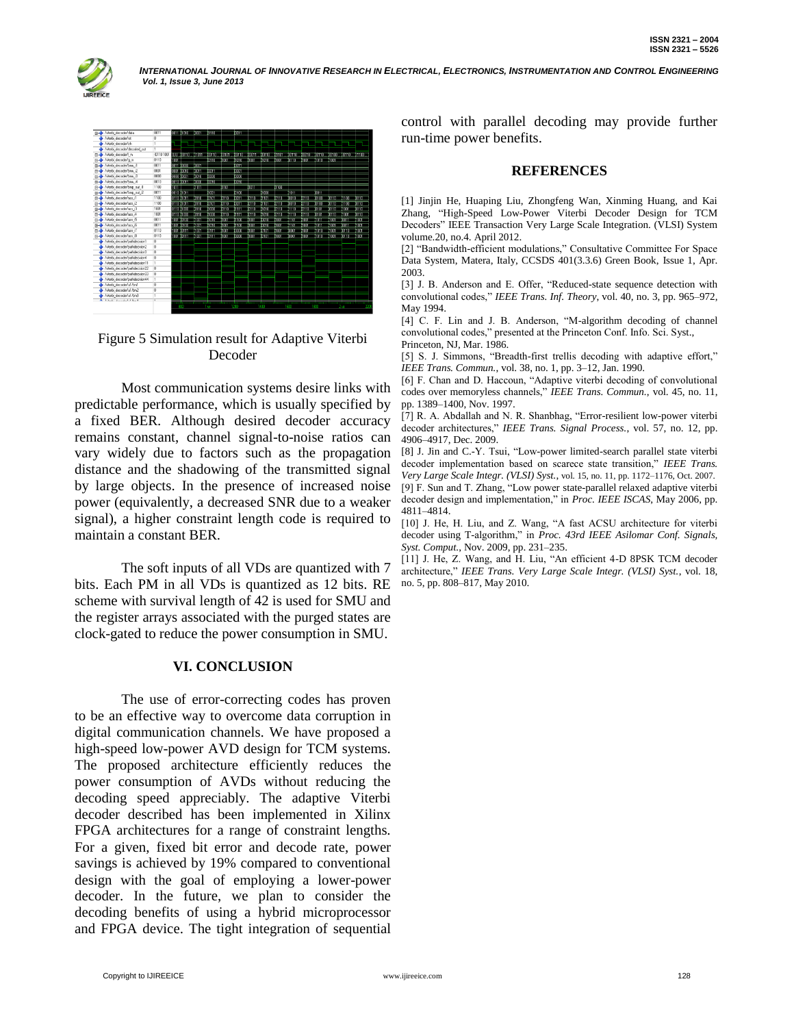Figure 5 Simulation result for Adaptive Viterbi Decoder

Most communication systems desire links with predictable performance, which is usually specified by a fixed BER. Although desired decoder accuracy remains constant, channel signal-to-noise ratios can vary widely due to factors such as the propagation distance and the shadowing of the transmitted signal by large objects. In the presence of increased noise power (equivalently, a decreased SNR due to a weaker signal), a higher constraint length code is required to maintain a constant BER.

The soft inputs of all VDs are quantized with 7 bits. Each PM in all VDs is quantized as 12 bits. RE scheme with survival length of 42 is used for SMU and the register arrays associated with the purged states are clock-gated to reduce the power consumption in SMU.

## VI. CONCLUSION

The use of error-correcting codes has proven to be an effective way to overcome data corruption in digital communication channels. We have proposed a high-speed low-power AVD design for TCM systems. The proposed architecture efficiently reduces the power consumption of AVDs without reducing the decoding speed appreciably. The adaptive Viterbi decoder described has been implemented in Xilinx FPGA architectures for a range of constraint lengths. For a given, fixed bit error and decode rate, power savings is achieved by 19% compared to conventional design with the goal of employing a lower-power decoder. In the future, we plan to consider the decoding benefits of using a hybrid microprocessor and FPGA device. The tight integration of sequential control with parallel decoding may provide further run-time power benefits.

## REFERENCES

[1] Jinjin He, Huaping Liu, Zhongfeng Wan, Xinming Huang, and Kai Zhang, "High-Speed Low-Power Viterbi Decoder Design for TCM Decoders" IEEE Transaction Very Large Scale Integration. (VLSI) System volume.20, no.4. April 2012.

[2] "Bandwidth-efficient modulations," Consultative Committee For Space Data System, Matera, Italy, CCSDS 401(3.3.6) Green Book, Issue 1, Apr. 2003.

[3] J. B. Anderson and E. Offer, "Reduced-state sequence detection with convolutional codes," *IEEE Trans. Inf. Theory*, vol. 40, no. 3, pp. 965–972, May 1994.

[4] C. F. Lin and J. B. Anderson, "M-algorithm decoding of channel convolutional codes," presented at the Princeton Conf. Info. Sci. Syst., Princeton, NJ, Mar. 1986.

[5] S. J. Simmons, "Breadth-first trellis decoding with adaptive effort," *IEEE Trans. Commun.*, vol. 38, no. 1, pp. 3–12, Jan. 1990.

[6] F. Chan and D. Haccoun, "Adaptive viterbi decoding of convolutional codes over memoryless channels," *IEEE Trans. Commun.*, vol. 45, no. 11, pp. 1389–1400, Nov. 1997.

[7] R. A. Abdallah and N. R. Shanbhag, "Error-resilient low-power viterbi decoder architectures," *IEEE Trans. Signal Process.*, vol. 57, no. 12, pp. 4906–4917, Dec. 2009.

[8] J. Jin and C.-Y. Tsui, "Low-power limited-search parallel state viterbi decoder implementation based on scarece state transition," *IEEE Trans. Very Large Scale Integr. (VLSI) Syst.*, vol. 15, no. 11, pp. 1172–1176, Oct. 2007.

[9] F. Sun and T. Zhang, "Low power state-parallel relaxed adaptive viterbi decoder design and implementation," in *Proc. IEEE ISCAS*, May 2006, pp. 4811–4814.

[10] J. He, H. Liu, and Z. Wang, "A fast ACSU architecture for viterbi decoder using T-algorithm," in *Proc. 43rd IEEE Asilomar Conf. Signals, Syst. Comput.*, Nov. 2009, pp. 231–235.

[11] J. He, Z. Wang, and H. Liu, "An efficient 4-D 8PSK TCM decoder architecture," *IEEE Trans. Very Large Scale Integr. (VLSI) Syst.*, vol. 18, no. 5, pp. 808–817, May 2010.